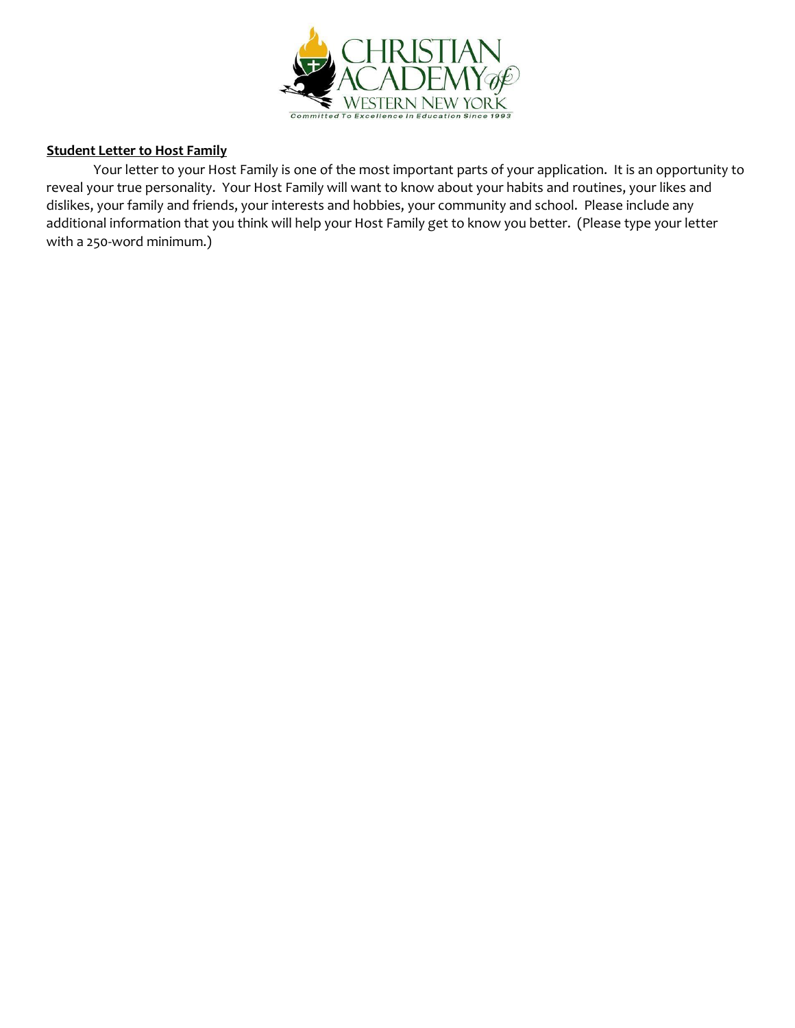CHRISTIAN ACADEMY of WESTERN NEW YORK

Committed To Excellence In Education Since 1993

**Student Letter to Host Family**

Your letter to your Host Family is one of the most important parts of your application. It is an opportunity to reveal your true personality. Your Host Family will want to know about your habits and routines, your likes and dislikes, your family and friends, your interests and hobbies, your community and school. Please include any additional information that you think will help your Host Family get to know you better. (Please type your letter with a 250-word minimum.)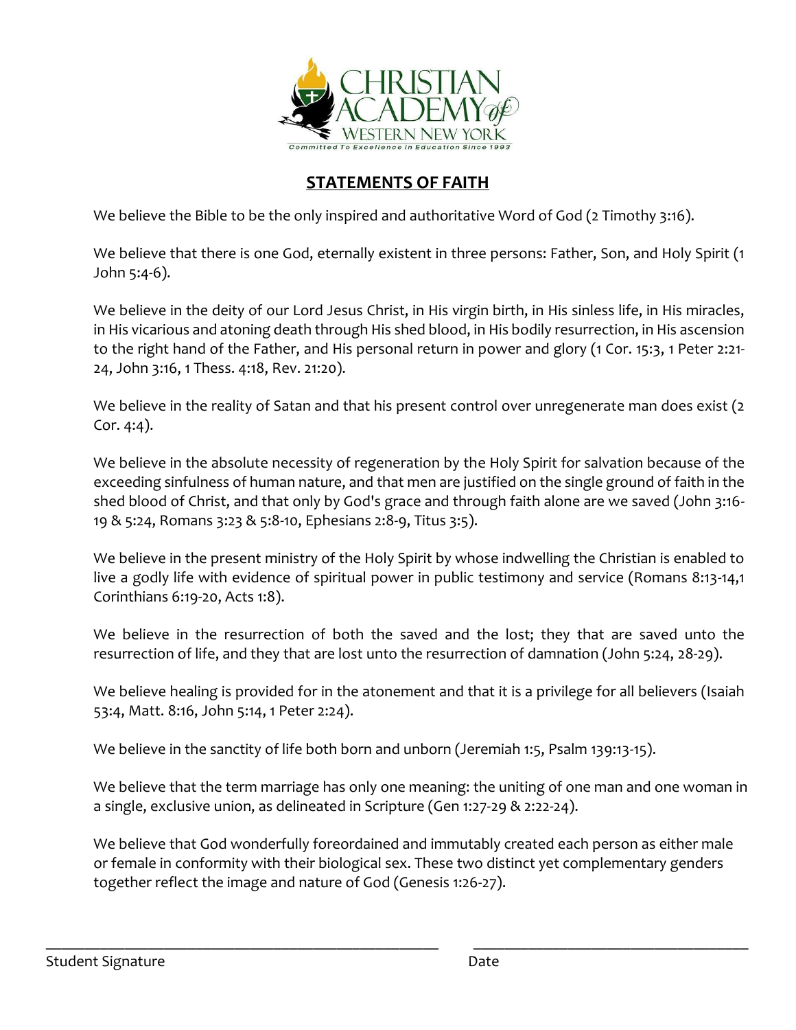CHRISTIAN ACADEMY of WESTERN NEW YORK

Committed To Excellence In Education Since 1993

## STATEMENTS OF FAITH

We believe the Bible to be the only inspired and authoritative Word of God (2 Timothy 3:16).

We believe that there is one God, eternally existent in three persons: Father, Son, and Holy Spirit (1 John 5:4-6).

We believe in the deity of our Lord Jesus Christ, in His virgin birth, in His sinless life, in His miracles, in His vicarious and atoning death through His shed blood, in His bodily resurrection, in His ascension to the right hand of the Father, and His personal return in power and glory (1 Cor. 15:3, 1 Peter 2:21-24, John 3:16, 1 Thess. 4:18, Rev. 21:20).

We believe in the reality of Satan and that his present control over unregenerate man does exist (2 Cor. 4:4).

We believe in the absolute necessity of regeneration by the Holy Spirit for salvation because of the exceeding sinfulness of human nature, and that men are justified on the single ground of faith in the shed blood of Christ, and that only by God's grace and through faith alone are we saved (John 3:16-19 & 5:24, Romans 3:23 & 5:8-10, Ephesians 2:8-9, Titus 3:5).

We believe in the present ministry of the Holy Spirit by whose indwelling the Christian is enabled to live a godly life with evidence of spiritual power in public testimony and service (Romans 8:13-14,1 Corinthians 6:19-20, Acts 1:8).

We believe in the resurrection of both the saved and the lost; they that are saved unto the resurrection of life, and they that are lost unto the resurrection of damnation (John 5:24, 28-29).

We believe healing is provided for in the atonement and that it is a privilege for all believers (Isaiah 53:4, Matt. 8:16, John 5:14, 1 Peter 2:24).

We believe in the sanctity of life both born and unborn (Jeremiah 1:5, Psalm 139:13-15).

We believe that the term marriage has only one meaning: the uniting of one man and one woman in a single, exclusive union, as delineated in Scripture (Gen 1:27-29 & 2:22-24).

We believe that God wonderfully foreordained and immutably created each person as either male or female in conformity with their biological sex. These two distinct yet complementary genders together reflect the image and nature of God (Genesis 1:26-27).

\_\_\_\_\_\_\_\_\_\_\_\_\_\_\_\_\_\_\_\_\_\_\_\_\_\_\_\_\_\_\_\_\_\_\_\_ \_\_\_\_\_\_\_\_\_\_\_\_\_\_\_\_\_\_\_\_\_\_\_\_

Student Signature Date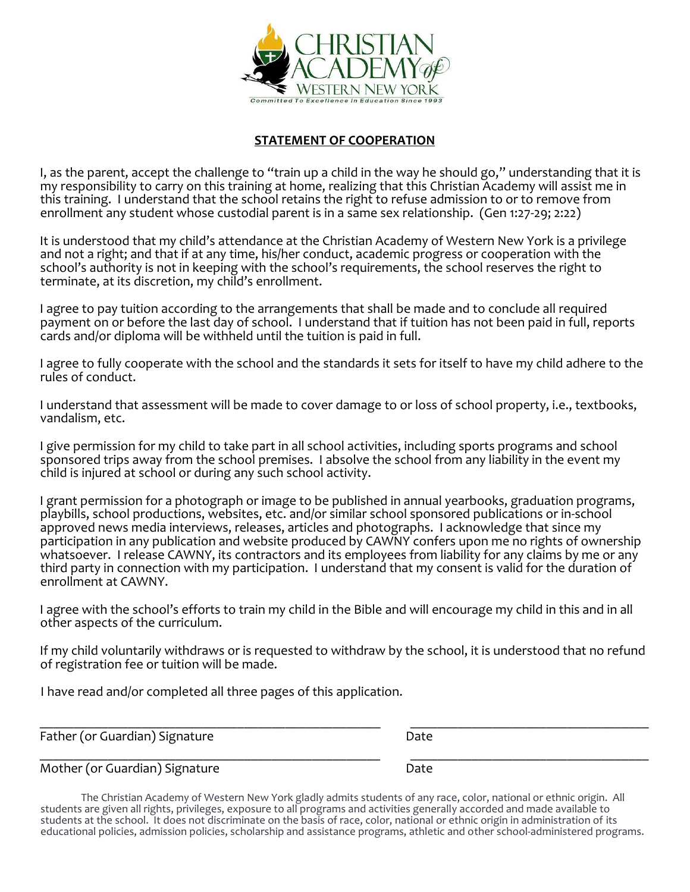CHRISTIAN ACADEMY of WESTERN NEW YORK

Committed To Excellence In Education Since 1993

## STATEMENT OF COOPERATION

I, as the parent, accept the challenge to "train up a child in the way he should go," understanding that it is my responsibility to carry on this training at home, realizing that this Christian Academy will assist me in this training. I understand that the school retains the right to refuse admission to or to remove from enrollment any student whose custodial parent is in a same sex relationship. (Gen 1:27-29; 2:22)

It is understood that my child's attendance at the Christian Academy of Western New York is a privilege and not a right; and that if at any time, his/her conduct, academic progress or cooperation with the school's authority is not in keeping with the school's requirements, the school reserves the right to terminate, at its discretion, my child's enrollment.

I agree to pay tuition according to the arrangements that shall be made and to conclude all required payment on or before the last day of school. I understand that if tuition has not been paid in full, reports cards and/or diploma will be withheld until the tuition is paid in full.

I agree to fully cooperate with the school and the standards it sets for itself to have my child adhere to the rules of conduct.

I understand that assessment will be made to cover damage to or loss of school property, i.e., textbooks, vandalism, etc.

I give permission for my child to take part in all school activities, including sports programs and school sponsored trips away from the school premises. I absolve the school from any liability in the event my child is injured at school or during any such school activity.

I grant permission for a photograph or image to be published in annual yearbooks, graduation programs, playbills, school productions, websites, etc. and/or similar school sponsored publications or in-school approved news media interviews, releases, articles and photographs. I acknowledge that since my participation in any publication and website produced by CAWNY confers upon me no rights of ownership whatsoever. I release CAWNY, its contractors and its employees from liability for any claims by me or any third party in connection with my participation. I understand that my consent is valid for the duration of enrollment at CAWNY.

I agree with the school's efforts to train my child in the Bible and will encourage my child in this and in all other aspects of the curriculum.

If my child voluntarily withdraws or is requested to withdraw by the school, it is understood that no refund of registration fee or tuition will be made.

I have read and/or completed all three pages of this application.

_______________________________________________ ______________________________

Father (or Guardian) Signature Date

_______________________________________________ ______________________________

Mother (or Guardian) Signature Date

The Christian Academy of Western New York gladly admits students of any race, color, national or ethnic origin. All students are given all rights, privileges, exposure to all programs and activities generally accorded and made available to students at the school. It does not discriminate on the basis of race, color, national or ethnic origin in administration of its educational policies, admission policies, scholarship and assistance programs, athletic and other school-administered programs.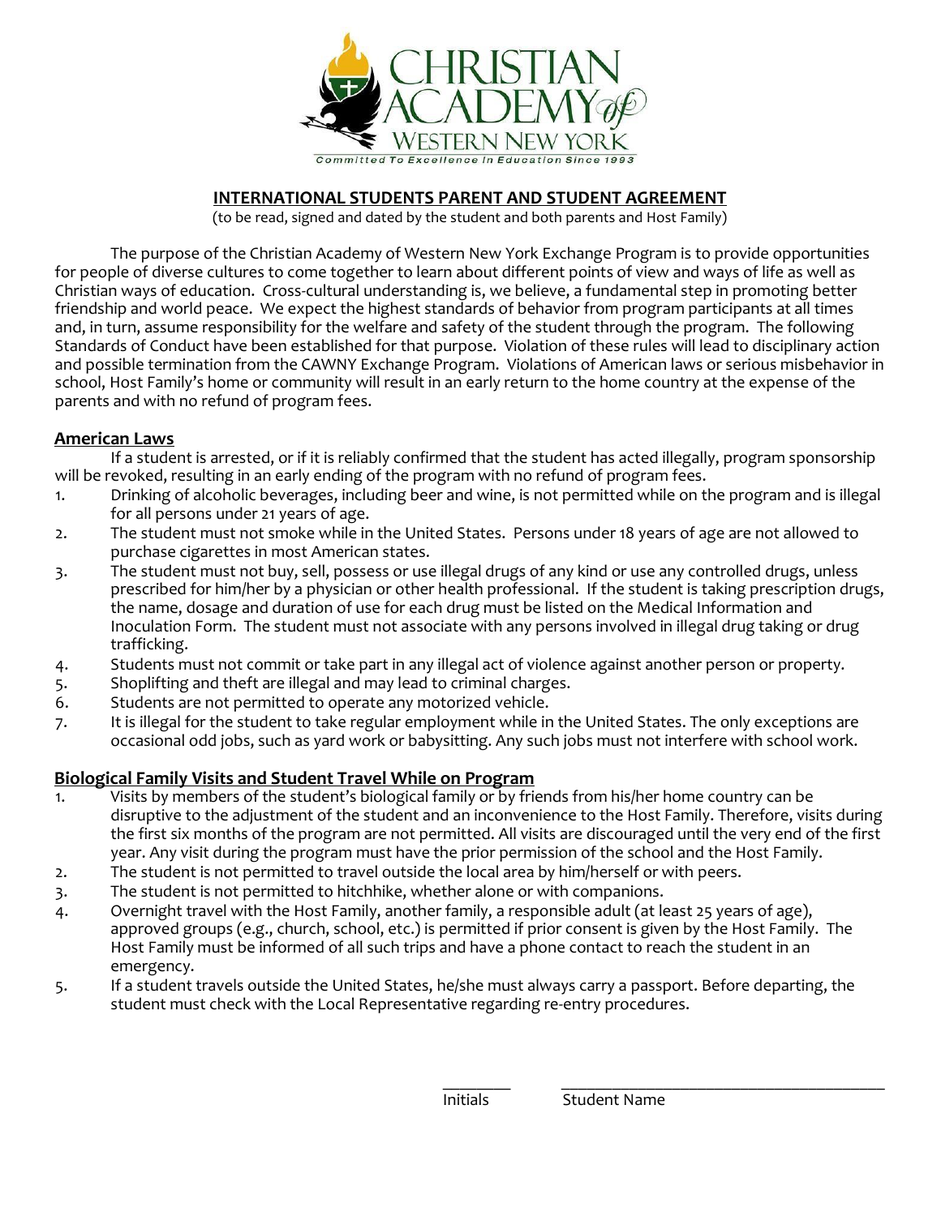**INTERNATIONAL STUDENTS PARENT AND STUDENT AGREEMENT**

(to be read, signed and dated by the student and both parents and Host Family)

The purpose of the Christian Academy of Western New York Exchange Program is to provide opportunities for people of diverse cultures to come together to learn about different points of view and ways of life as well as Christian ways of education. Cross-cultural understanding is, we believe, a fundamental step in promoting better friendship and world peace. We expect the highest standards of behavior from program participants at all times and, in turn, assume responsibility for the welfare and safety of the student through the program. The following Standards of Conduct have been established for that purpose. Violation of these rules will lead to disciplinary action and possible termination from the CAWNY Exchange Program. Violations of American laws or serious misbehavior in school, Host Family's home or community will result in an early return to the home country at the expense of the parents and with no refund of program fees.

## American Laws

If a student is arrested, or if it is reliably confirmed that the student has acted illegally, program sponsorship will be revoked, resulting in an early ending of the program with no refund of program fees.

1. Drinking of alcoholic beverages, including beer and wine, is not permitted while on the program and is illegal for all persons under 21 years of age.
2. The student must not smoke while in the United States. Persons under 18 years of age are not allowed to purchase cigarettes in most American states.
3. The student must not buy, sell, possess or use illegal drugs of any kind or use any controlled drugs, unless prescribed for him/her by a physician or other health professional. If the student is taking prescription drugs, the name, dosage and duration of use for each drug must be listed on the Medical Information and Inoculation Form. The student must not associate with any persons involved in illegal drug taking or drug trafficking.
4. Students must not commit or take part in any illegal act of violence against another person or property.
5. Shoplifting and theft are illegal and may lead to criminal charges.
6. Students are not permitted to operate any motorized vehicle.
7. It is illegal for the student to take regular employment while in the United States. The only exceptions are occasional odd jobs, such as yard work or babysitting. Any such jobs must not interfere with school work.

## Biological Family Visits and Student Travel While on Program

1. Visits by members of the student's biological family or by friends from his/her home country can be disruptive to the adjustment of the student and an inconvenience to the Host Family. Therefore, visits during the first six months of the program are not permitted. All visits are discouraged until the very end of the first year. Any visit during the program must have the prior permission of the school and the Host Family.
2. The student is not permitted to travel outside the local area by him/herself or with peers.
3. The student is not permitted to hitchhike, whether alone or with companions.
4. Overnight travel with the Host Family, another family, a responsible adult (at least 25 years of age), approved groups (e.g., church, school, etc.) is permitted if prior consent is given by the Host Family. The Host Family must be informed of all such trips and have a phone contact to reach the student in an emergency.
5. If a student travels outside the United States, he/she must always carry a passport. Before departing, the student must check with the Local Representative regarding re-entry procedures.

________ ________________________________________

Initials Student Name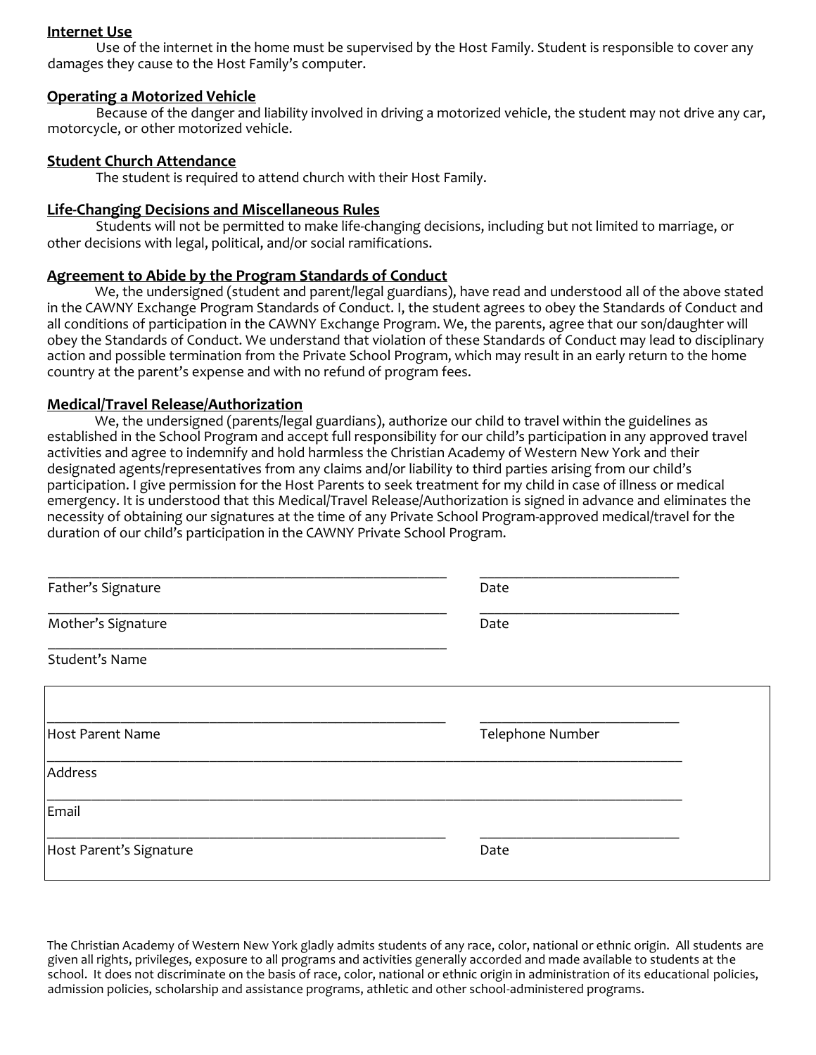**Internet Use**

Use of the internet in the home must be supervised by the Host Family. Student is responsible to cover any damages they cause to the Host Family's computer.

**Operating a Motorized Vehicle**

Because of the danger and liability involved in driving a motorized vehicle, the student may not drive any car, motorcycle, or other motorized vehicle.

**Student Church Attendance**

The student is required to attend church with their Host Family.

**Life-Changing Decisions and Miscellaneous Rules**

Students will not be permitted to make life-changing decisions, including but not limited to marriage, or other decisions with legal, political, and/or social ramifications.

**Agreement to Abide by the Program Standards of Conduct**

We, the undersigned (student and parent/legal guardians), have read and understood all of the above stated in the CAWNY Exchange Program Standards of Conduct. I, the student agrees to obey the Standards of Conduct and all conditions of participation in the CAWNY Exchange Program. We, the parents, agree that our son/daughter will obey the Standards of Conduct. We understand that violation of these Standards of Conduct may lead to disciplinary action and possible termination from the Private School Program, which may result in an early return to the home country at the parent's expense and with no refund of program fees.

**Medical/Travel Release/Authorization**

We, the undersigned (parents/legal guardians), authorize our child to travel within the guidelines as established in the School Program and accept full responsibility for our child's participation in any approved travel activities and agree to indemnify and hold harmless the Christian Academy of Western New York and their designated agents/representatives from any claims and/or liability to third parties arising from our child's participation. I give permission for the Host Parents to seek treatment for my child in case of illness or medical emergency. It is understood that this Medical/Travel Release/Authorization is signed in advance and eliminates the necessity of obtaining our signatures at the time of any Private School Program-approved medical/travel for the duration of our child's participation in the CAWNY Private School Program.

\_\_\_\_\_\_\_\_\_\_\_\_\_\_\_\_\_\_\_\_\_\_\_\_\_\_\_\_\_\_\_\_\_\_\_\_\_\_ \_\_\_\_\_\_\_\_\_\_\_\_\_\_\_\_\_\_\_\_
Father's Signature Date

\_\_\_\_\_\_\_\_\_\_\_\_\_\_\_\_\_\_\_\_\_\_\_\_\_\_\_\_\_\_\_\_\_\_\_\_\_\_ \_\_\_\_\_\_\_\_\_\_\_\_\_\_\_\_\_\_\_\_
Mother's Signature Date

\_\_\_\_\_\_\_\_\_\_\_\_\_\_\_\_\_\_\_\_\_\_\_\_\_\_\_\_\_\_\_\_\_\_\_\_\_\_
Student's Name

\_\_\_\_\_\_\_\_\_\_\_\_\_\_\_\_\_\_\_\_\_\_\_\_\_\_\_\_\_\_\_\_\_\_\_\_\_\_ \_\_\_\_\_\_\_\_\_\_\_\_\_\_\_\_\_\_\_\_
Host Parent Name Telephone Number

\_\_\_\_\_\_\_\_\_\_\_\_\_\_\_\_\_\_\_\_\_\_\_\_\_\_\_\_\_\_\_\_\_\_\_\_\_\_\_\_\_\_\_\_\_\_\_\_\_\_\_\_\_\_\_\_\_\_\_\_
Address

\_\_\_\_\_\_\_\_\_\_\_\_\_\_\_\_\_\_\_\_\_\_\_\_\_\_\_\_\_\_\_\_\_\_\_\_\_\_\_\_\_\_\_\_\_\_\_\_\_\_\_\_\_\_\_\_\_\_\_\_
Email

\_\_\_\_\_\_\_\_\_\_\_\_\_\_\_\_\_\_\_\_\_\_\_\_\_\_\_\_\_\_\_\_\_\_\_\_\_\_ \_\_\_\_\_\_\_\_\_\_\_\_\_\_\_\_\_\_\_\_
Host Parent's Signature Date

The Christian Academy of Western New York gladly admits students of any race, color, national or ethnic origin. All students are given all rights, privileges, exposure to all programs and activities generally accorded and made available to students at the school. It does not discriminate on the basis of race, color, national or ethnic origin in administration of its educational policies, admission policies, scholarship and assistance programs, athletic and other school-administered programs.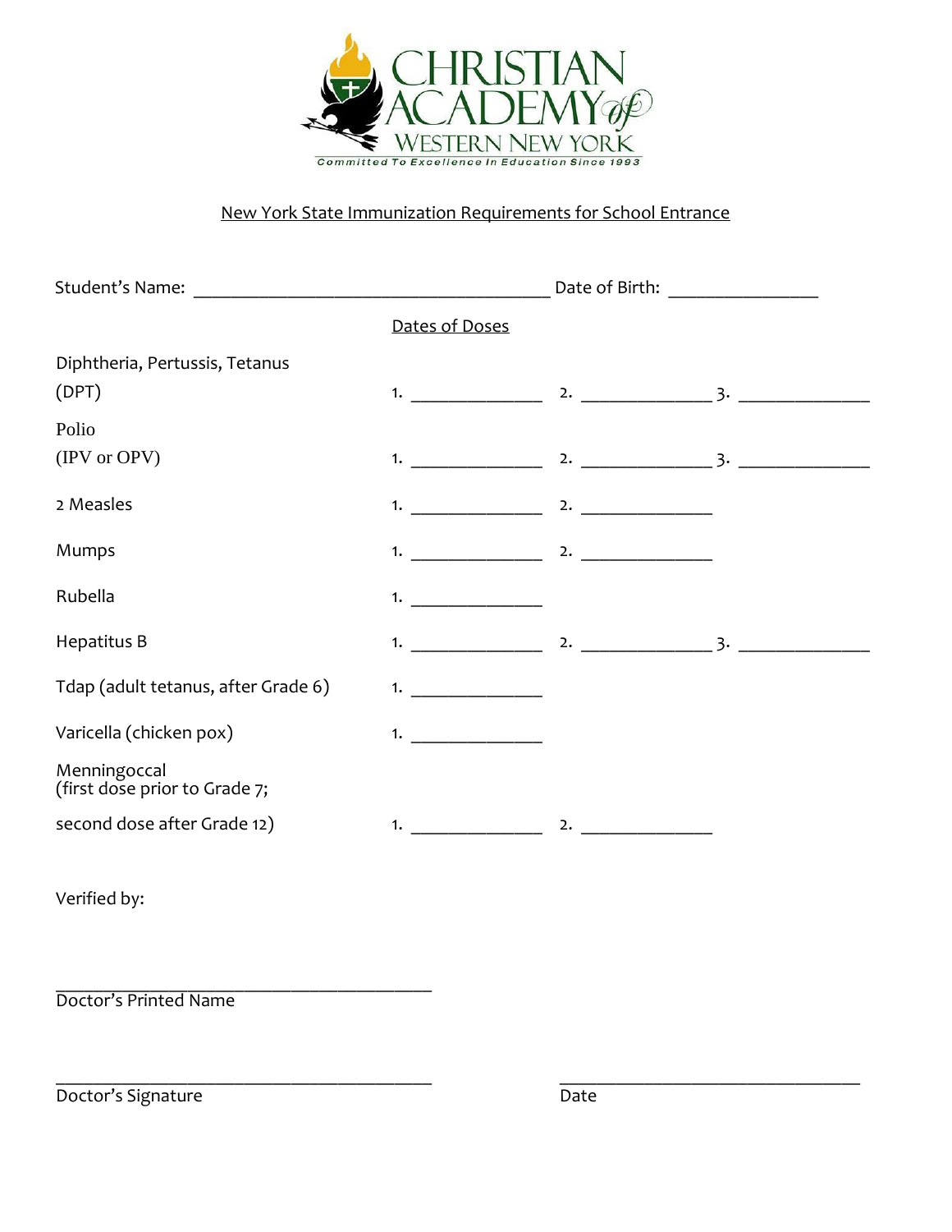**CHRISTIAN ACADEMY of WESTERN NEW YORK**

Committed To Excellence In Education Since 1993

## New York State Immunization Requirements for School Entrance

Student's Name: ______________________________________ Date of Birth: ________________

| | Dates of Doses | | |
|---|---|---|---|
| Diphtheria, Pertussis, Tetanus (DPT) | 1. ______________ | 2. ______________ | 3. ______________ |
| Polio (IPV or OPV) | 1. ______________ | 2. ______________ | 3. ______________ |
| 2 Measles | 1. ______________ | 2. ______________ | |
| Mumps | 1. ______________ | 2. ______________ | |
| Rubella | 1. ______________ | | |
| Hepatitus B | 1. ______________ | 2. ______________ | 3. ______________ |
| Tdap (adult tetanus, after Grade 6) | 1. ______________ | | |
| Varicella (chicken pox) | 1. ______________ | | |
| Menningoccal (first dose prior to Grade 7; second dose after Grade 12) | 1. ______________ | 2. ______________ | |

Verified by:

________________________________________
Doctor's Printed Name

________________________________________ ________________________________
Doctor's Signature Date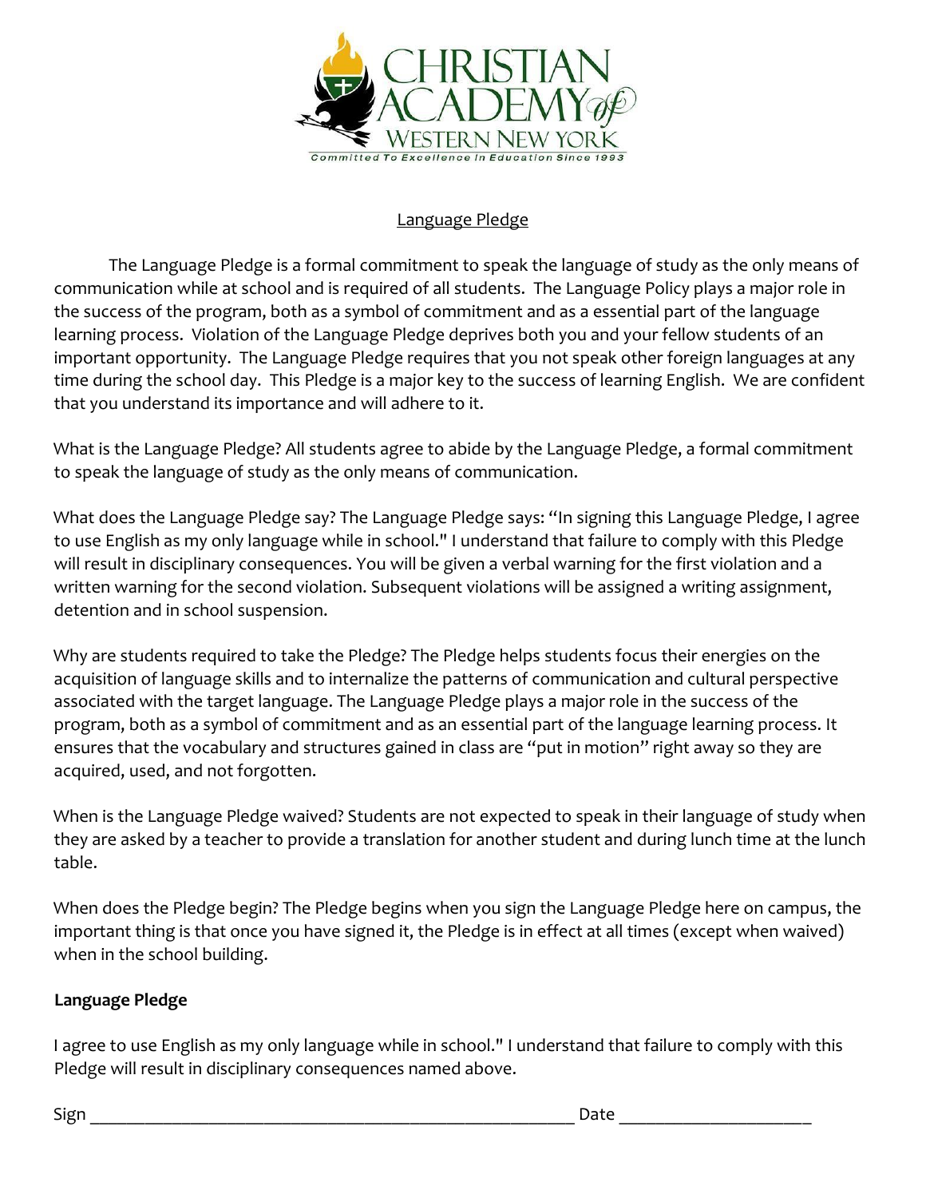CHRISTIAN ACADEMY of WESTERN NEW YORK

Committed To Excellence In Education Since 1993

## Language Pledge

The Language Pledge is a formal commitment to speak the language of study as the only means of communication while at school and is required of all students. The Language Policy plays a major role in the success of the program, both as a symbol of commitment and as a essential part of the language learning process. Violation of the Language Pledge deprives both you and your fellow students of an important opportunity. The Language Pledge requires that you not speak other foreign languages at any time during the school day. This Pledge is a major key to the success of learning English. We are confident that you understand its importance and will adhere to it.

What is the Language Pledge? All students agree to abide by the Language Pledge, a formal commitment to speak the language of study as the only means of communication.

What does the Language Pledge say? The Language Pledge says: "In signing this Language Pledge, I agree to use English as my only language while in school." I understand that failure to comply with this Pledge will result in disciplinary consequences. You will be given a verbal warning for the first violation and a written warning for the second violation. Subsequent violations will be assigned a writing assignment, detention and in school suspension.

Why are students required to take the Pledge? The Pledge helps students focus their energies on the acquisition of language skills and to internalize the patterns of communication and cultural perspective associated with the target language. The Language Pledge plays a major role in the success of the program, both as a symbol of commitment and as an essential part of the language learning process. It ensures that the vocabulary and structures gained in class are "put in motion" right away so they are acquired, used, and not forgotten.

When is the Language Pledge waived? Students are not expected to speak in their language of study when they are asked by a teacher to provide a translation for another student and during lunch time at the lunch table.

When does the Pledge begin? The Pledge begins when you sign the Language Pledge here on campus, the important thing is that once you have signed it, the Pledge is in effect at all times (except when waived) when in the school building.

**Language Pledge**

I agree to use English as my only language while in school." I understand that failure to comply with this Pledge will result in disciplinary consequences named above.

Sign ____________________________________________ Date ____________________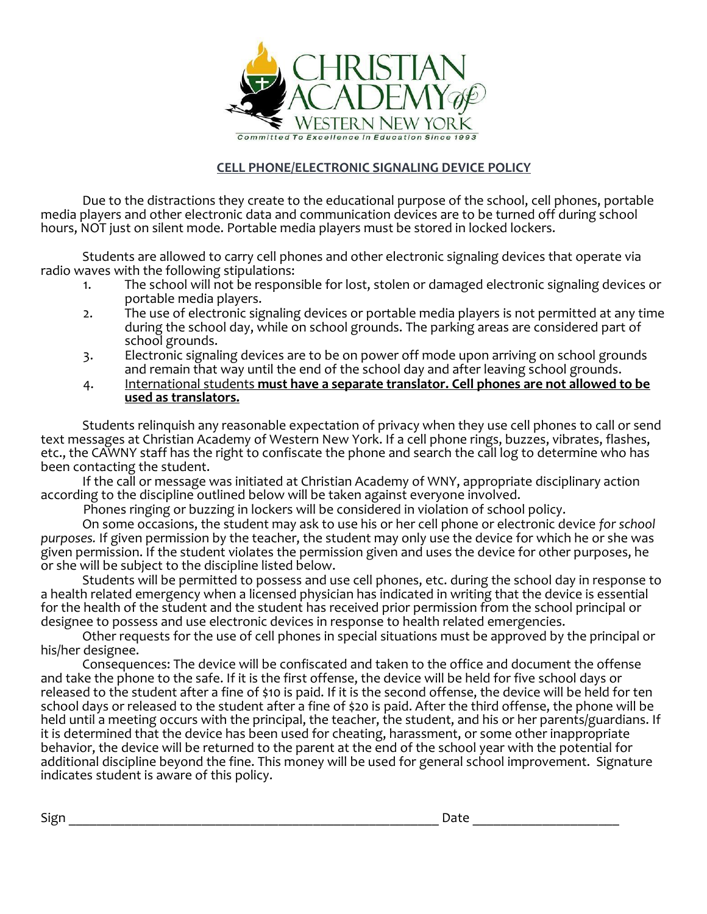## CELL PHONE/ELECTRONIC SIGNALING DEVICE POLICY

Due to the distractions they create to the educational purpose of the school, cell phones, portable media players and other electronic data and communication devices are to be turned off during school hours, NOT just on silent mode. Portable media players must be stored in locked lockers.

Students are allowed to carry cell phones and other electronic signaling devices that operate via radio waves with the following stipulations:

1. The school will not be responsible for lost, stolen or damaged electronic signaling devices or portable media players.
2. The use of electronic signaling devices or portable media players is not permitted at any time during the school day, while on school grounds. The parking areas are considered part of school grounds.
3. Electronic signaling devices are to be on power off mode upon arriving on school grounds and remain that way until the end of the school day and after leaving school grounds.
4. International students **must have a separate translator. Cell phones are not allowed to be used as translators.**

Students relinquish any reasonable expectation of privacy when they use cell phones to call or send text messages at Christian Academy of Western New York. If a cell phone rings, buzzes, vibrates, flashes, etc., the CAWNY staff has the right to confiscate the phone and search the call log to determine who has been contacting the student.

If the call or message was initiated at Christian Academy of WNY, appropriate disciplinary action according to the discipline outlined below will be taken against everyone involved.

Phones ringing or buzzing in lockers will be considered in violation of school policy.

On some occasions, the student may ask to use his or her cell phone or electronic device *for school purposes.* If given permission by the teacher, the student may only use the device for which he or she was given permission. If the student violates the permission given and uses the device for other purposes, he or she will be subject to the discipline listed below.

Students will be permitted to possess and use cell phones, etc. during the school day in response to a health related emergency when a licensed physician has indicated in writing that the device is essential for the health of the student and the student has received prior permission from the school principal or designee to possess and use electronic devices in response to health related emergencies.

Other requests for the use of cell phones in special situations must be approved by the principal or his/her designee.

Consequences: The device will be confiscated and taken to the office and document the offense and take the phone to the safe. If it is the first offense, the device will be held for five school days or released to the student after a fine of $10 is paid. If it is the second offense, the device will be held for ten school days or released to the student after a fine of $20 is paid. After the third offense, the phone will be held until a meeting occurs with the principal, the teacher, the student, and his or her parents/guardians. If it is determined that the device has been used for cheating, harassment, or some other inappropriate behavior, the device will be returned to the parent at the end of the school year with the potential for additional discipline beyond the fine. This money will be used for general school improvement. Signature indicates student is aware of this policy.

Sign ______________________________________________ Date ____________________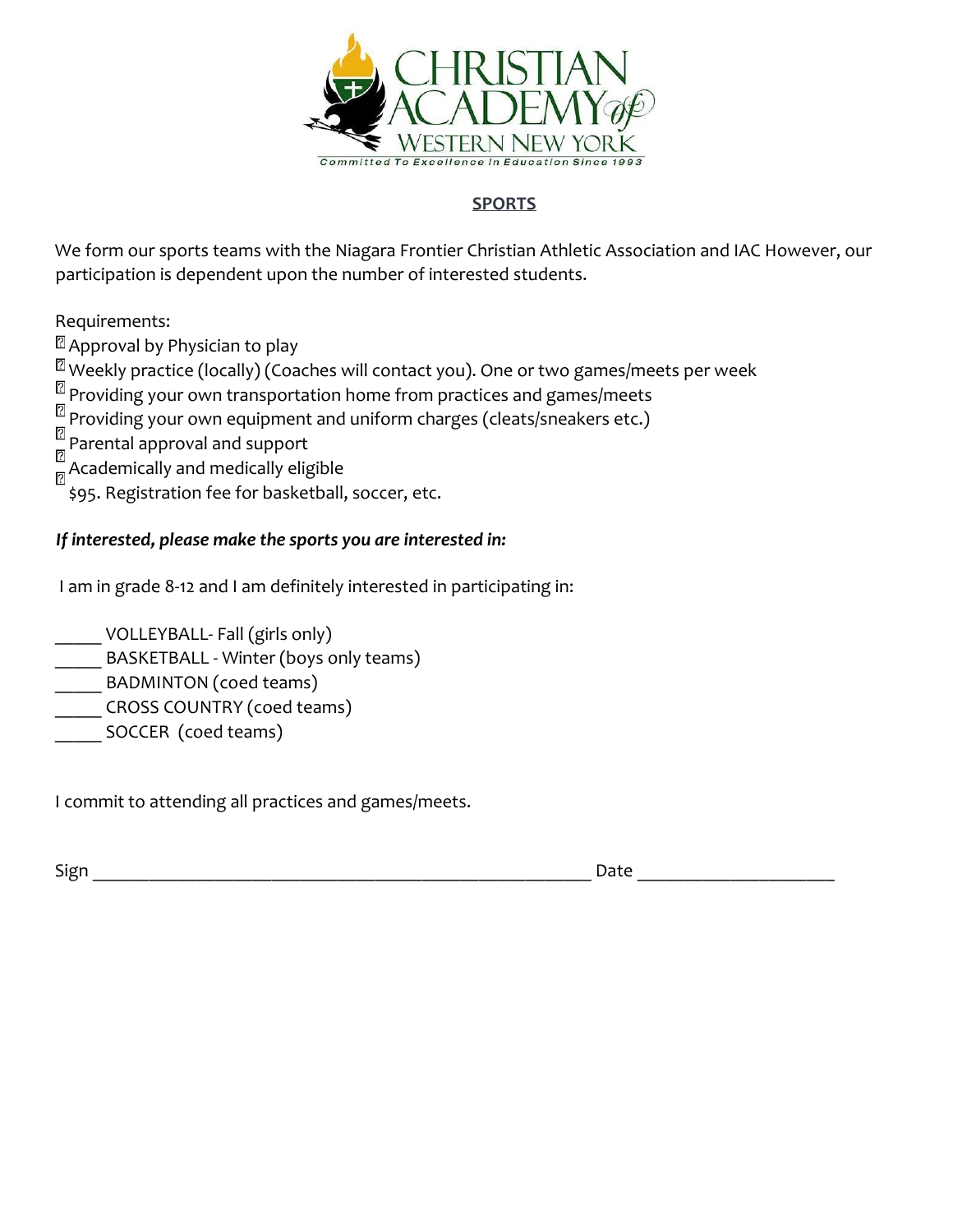CHRISTIAN ACADEMY of WESTERN NEW YORK

Committed To Excellence In Education Since 1993

## SPORTS

We form our sports teams with the Niagara Frontier Christian Athletic Association and IAC However, our participation is dependent upon the number of interested students.

Requirements:

- Approval by Physician to play
- Weekly practice (locally) (Coaches will contact you). One or two games/meets per week
- Providing your own transportation home from practices and games/meets
- Providing your own equipment and uniform charges (cleats/sneakers etc.)
- Parental approval and support
- Academically and medically eligible
- $95. Registration fee for basketball, soccer, etc.

***If interested, please make the sports you are interested in:***

I am in grade 8-12 and I am definitely interested in participating in:

_____ VOLLEYBALL- Fall (girls only)
_____ BASKETBALL - Winter (boys only teams)
_____ BADMINTON (coed teams)
_____ CROSS COUNTRY (coed teams)
_____ SOCCER (coed teams)

I commit to attending all practices and games/meets.

Sign ______________________________________________ Date ____________________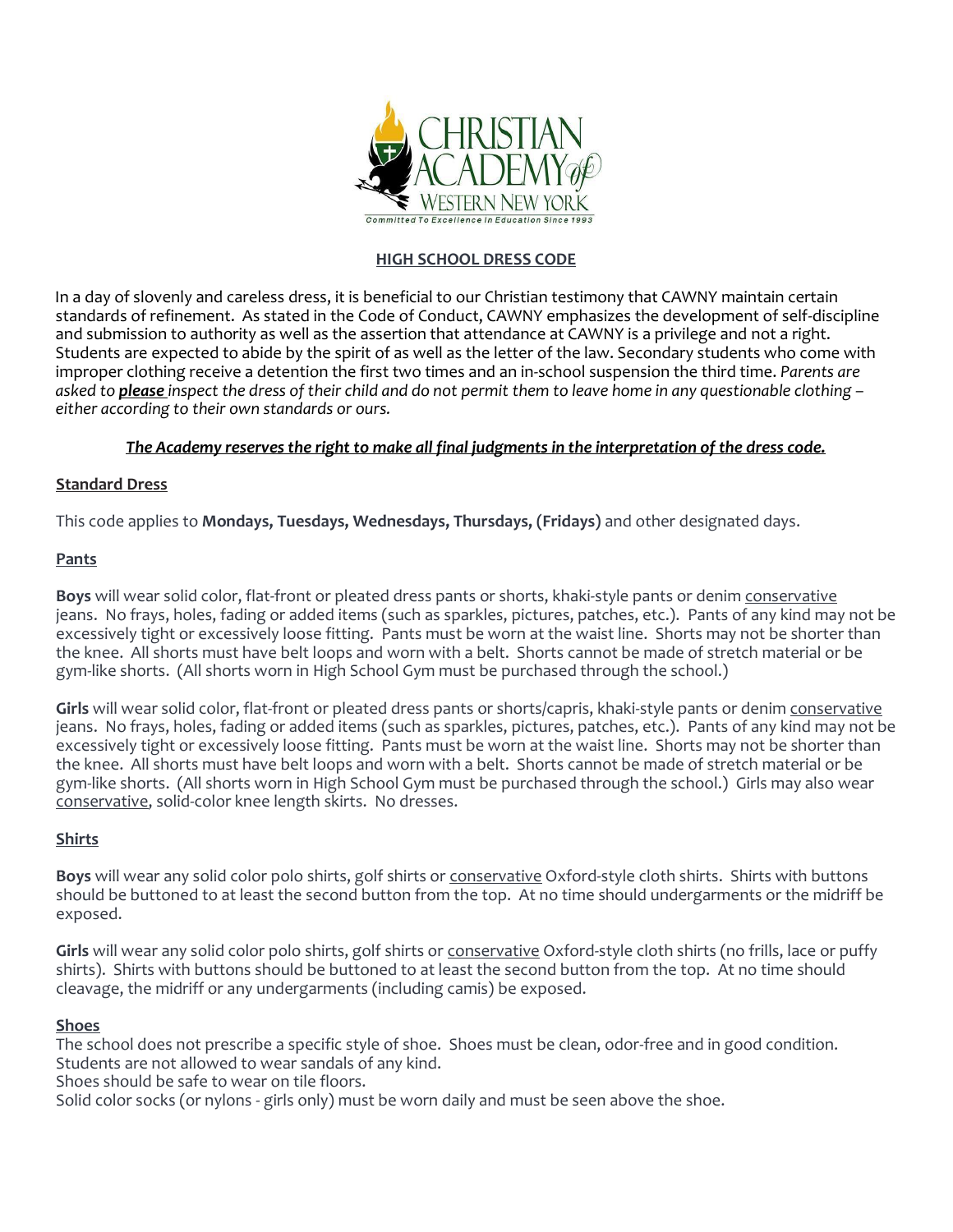## HIGH SCHOOL DRESS CODE

In a day of slovenly and careless dress, it is beneficial to our Christian testimony that CAWNY maintain certain standards of refinement. As stated in the Code of Conduct, CAWNY emphasizes the development of self-discipline and submission to authority as well as the assertion that attendance at CAWNY is a privilege and not a right. Students are expected to abide by the spirit of as well as the letter of the law. Secondary students who come with improper clothing receive a detention the first two times and an in-school suspension the third time. *Parents are asked to **please** inspect the dress of their child and do not permit them to leave home in any questionable clothing – either according to their own standards or ours.*

***The Academy reserves the right to make all final judgments in the interpretation of the dress code.***

### Standard Dress

This code applies to **Mondays, Tuesdays, Wednesdays, Thursdays, (Fridays)** and other designated days.

### Pants

**Boys** will wear solid color, flat-front or pleated dress pants or shorts, khaki-style pants or denim conservative jeans. No frays, holes, fading or added items (such as sparkles, pictures, patches, etc.). Pants of any kind may not be excessively tight or excessively loose fitting. Pants must be worn at the waist line. Shorts may not be shorter than the knee. All shorts must have belt loops and worn with a belt. Shorts cannot be made of stretch material or be gym-like shorts. (All shorts worn in High School Gym must be purchased through the school.)

**Girls** will wear solid color, flat-front or pleated dress pants or shorts/capris, khaki-style pants or denim conservative jeans. No frays, holes, fading or added items (such as sparkles, pictures, patches, etc.). Pants of any kind may not be excessively tight or excessively loose fitting. Pants must be worn at the waist line. Shorts may not be shorter than the knee. All shorts must have belt loops and worn with a belt. Shorts cannot be made of stretch material or be gym-like shorts. (All shorts worn in High School Gym must be purchased through the school.) Girls may also wear conservative, solid-color knee length skirts. No dresses.

### Shirts

**Boys** will wear any solid color polo shirts, golf shirts or conservative Oxford-style cloth shirts. Shirts with buttons should be buttoned to at least the second button from the top. At no time should undergarments or the midriff be exposed.

**Girls** will wear any solid color polo shirts, golf shirts or conservative Oxford-style cloth shirts (no frills, lace or puffy shirts). Shirts with buttons should be buttoned to at least the second button from the top. At no time should cleavage, the midriff or any undergarments (including camis) be exposed.

### Shoes

The school does not prescribe a specific style of shoe. Shoes must be clean, odor-free and in good condition.
Students are not allowed to wear sandals of any kind.
Shoes should be safe to wear on tile floors.
Solid color socks (or nylons - girls only) must be worn daily and must be seen above the shoe.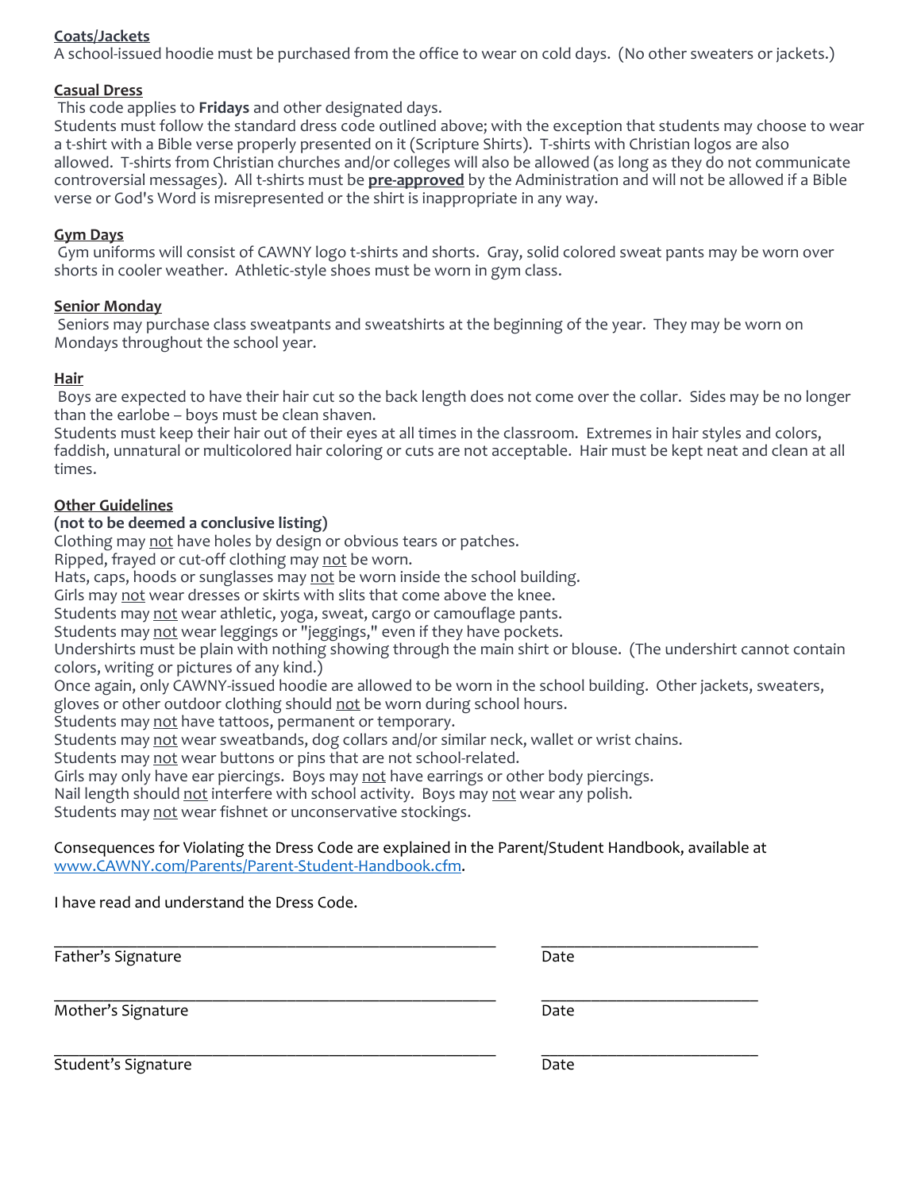**Coats/Jackets**

A school-issued hoodie must be purchased from the office to wear on cold days. (No other sweaters or jackets.)

**Casual Dress**

This code applies to **Fridays** and other designated days.

Students must follow the standard dress code outlined above; with the exception that students may choose to wear a t-shirt with a Bible verse properly presented on it (Scripture Shirts). T-shirts with Christian logos are also allowed. T-shirts from Christian churches and/or colleges will also be allowed (as long as they do not communicate controversial messages). All t-shirts must be **pre-approved** by the Administration and will not be allowed if a Bible verse or God's Word is misrepresented or the shirt is inappropriate in any way.

**Gym Days**

Gym uniforms will consist of CAWNY logo t-shirts and shorts. Gray, solid colored sweat pants may be worn over shorts in cooler weather. Athletic-style shoes must be worn in gym class.

**Senior Monday**

Seniors may purchase class sweatpants and sweatshirts at the beginning of the year. They may be worn on Mondays throughout the school year.

**Hair**

Boys are expected to have their hair cut so the back length does not come over the collar. Sides may be no longer than the earlobe – boys must be clean shaven.

Students must keep their hair out of their eyes at all times in the classroom. Extremes in hair styles and colors, faddish, unnatural or multicolored hair coloring or cuts are not acceptable. Hair must be kept neat and clean at all times.

**Other Guidelines**

**(not to be deemed a conclusive listing)**

Clothing may not have holes by design or obvious tears or patches.
Ripped, frayed or cut-off clothing may not be worn.
Hats, caps, hoods or sunglasses may not be worn inside the school building.
Girls may not wear dresses or skirts with slits that come above the knee.
Students may not wear athletic, yoga, sweat, cargo or camouflage pants.
Students may not wear leggings or "jeggings," even if they have pockets.
Undershirts must be plain with nothing showing through the main shirt or blouse. (The undershirt cannot contain colors, writing or pictures of any kind.)
Once again, only CAWNY-issued hoodie are allowed to be worn in the school building. Other jackets, sweaters, gloves or other outdoor clothing should not be worn during school hours.
Students may not have tattoos, permanent or temporary.
Students may not wear sweatbands, dog collars and/or similar neck, wallet or wrist chains.
Students may not wear buttons or pins that are not school-related.
Girls may only have ear piercings. Boys may not have earrings or other body piercings.
Nail length should not interfere with school activity. Boys may not wear any polish.
Students may not wear fishnet or unconservative stockings.

Consequences for Violating the Dress Code are explained in the Parent/Student Handbook, available at www.CAWNY.com/Parents/Parent-Student-Handbook.cfm.

I have read and understand the Dress Code.

_______________________________________________ &nbsp;&nbsp;&nbsp;&nbsp; ______________________
Father's Signature &nbsp;&nbsp;&nbsp;&nbsp; Date

_______________________________________________ &nbsp;&nbsp;&nbsp;&nbsp; ______________________
Mother's Signature &nbsp;&nbsp;&nbsp;&nbsp; Date

_______________________________________________ &nbsp;&nbsp;&nbsp;&nbsp; ______________________
Student's Signature &nbsp;&nbsp;&nbsp;&nbsp; Date